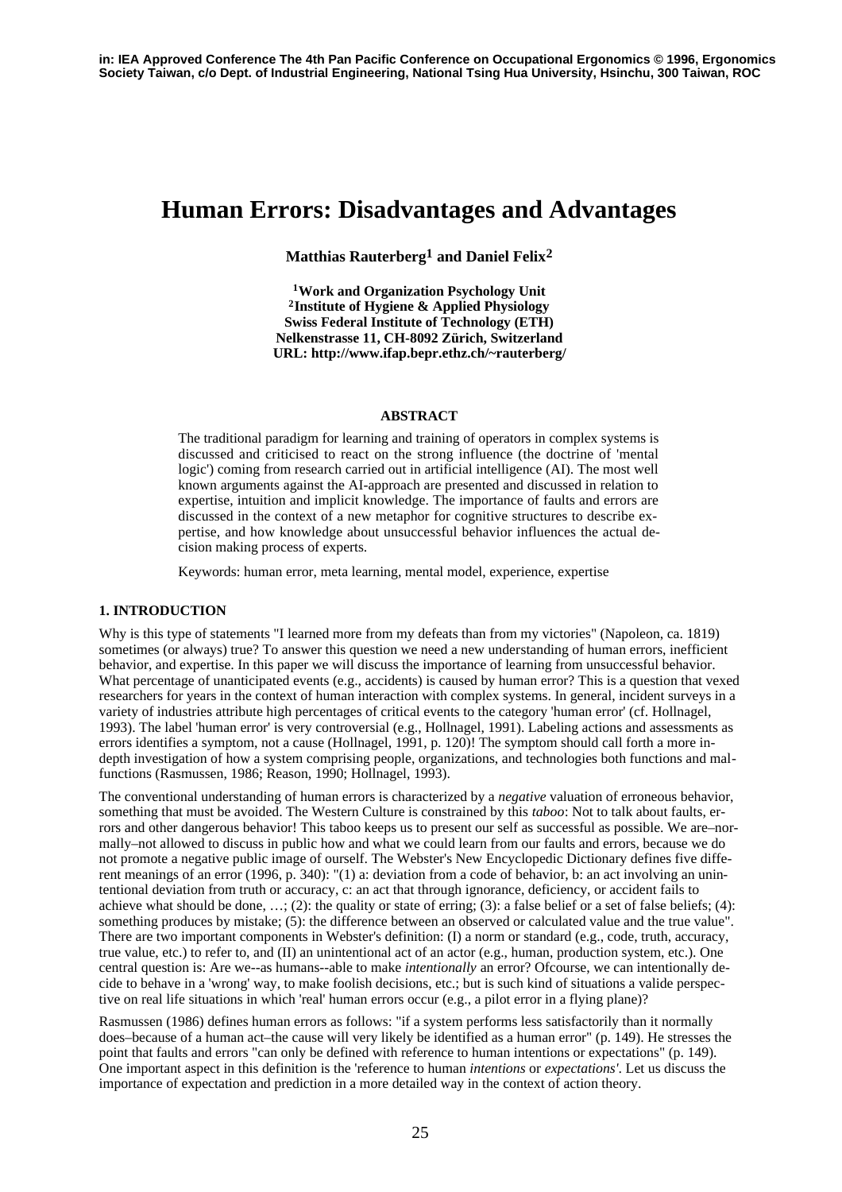in: IEA Approved Conference The 4th Pan Pacific Conference on Occupational Ergonomics © 1996, Ergonomics Society Taiwan, c/o Dept. of Industrial Engineering, National Tsing Hua University, Hsinchu, 300 Taiwan, ROC

# Human Errors: Disadvantages and Advantages

**Matthias Rauterberg[1] and Daniel Felix[2]**

**[1]Work and Organization Psychology Unit**
**[2]Institute of Hygiene & Applied Physiology**
**Swiss Federal Institute of Technology (ETH)**
**Nelkenstrasse 11, CH-8092 Zürich, Switzerland**
**URL: http://www.ifap.bepr.ethz.ch/~rauterberg/**

**ABSTRACT**

The traditional paradigm for learning and training of operators in complex systems is discussed and criticised to react on the strong influence (the doctrine of 'mental logic') coming from research carried out in artificial intelligence (AI). The most well known arguments against the AI-approach are presented and discussed in relation to expertise, intuition and implicit knowledge. The importance of faults and errors are discussed in the context of a new metaphor for cognitive structures to describe expertise, and how knowledge about unsuccessful behavior influences the actual decision making process of experts.

Keywords: human error, meta learning, mental model, experience, expertise

## 1. INTRODUCTION

Why is this type of statements "I learned more from my defeats than from my victories" (Napoleon, ca. 1819) sometimes (or always) true? To answer this question we need a new understanding of human errors, inefficient behavior, and expertise. In this paper we will discuss the importance of learning from unsuccessful behavior. What percentage of unanticipated events (e.g., accidents) is caused by human error? This is a question that vexed researchers for years in the context of human interaction with complex systems. In general, incident surveys in a variety of industries attribute high percentages of critical events to the category 'human error' (cf. Hollnagel, 1993). The label 'human error' is very controversial (e.g., Hollnagel, 1991). Labeling actions and assessments as errors identifies a symptom, not a cause (Hollnagel, 1991, p. 120)! The symptom should call forth a more in-depth investigation of how a system comprising people, organizations, and technologies both functions and malfunctions (Rasmussen, 1986; Reason, 1990; Hollnagel, 1993).

The conventional understanding of human errors is characterized by a *negative* valuation of erroneous behavior, something that must be avoided. The Western Culture is constrained by this *taboo*: Not to talk about faults, errors and other dangerous behavior! This taboo keeps us to present our self as successful as possible. We are–normally–not allowed to discuss in public how and what we could learn from our faults and errors, because we do not promote a negative public image of ourself. The Webster's New Encyclopedic Dictionary defines five different meanings of an error (1996, p. 340): "(1) a: deviation from a code of behavior, b: an act involving an unintentional deviation from truth or accuracy, c: an act that through ignorance, deficiency, or accident fails to achieve what should be done, …; (2): the quality or state of erring; (3): a false belief or a set of false beliefs; (4): something produces by mistake; (5): the difference between an observed or calculated value and the true value". There are two important components in Webster's definition: (I) a norm or standard (e.g., code, truth, accuracy, true value, etc.) to refer to, and (II) an unintentional act of an actor (e.g., human, production system, etc.). One central question is: Are we--as humans--able to make *intentionally* an error? Ofcourse, we can intentionally decide to behave in a 'wrong' way, to make foolish decisions, etc.; but is such kind of situations a valid perspective on real life situations in which 'real' human errors occur (e.g., a pilot error in a flying plane)?

Rasmussen (1986) defines human errors as follows: "if a system performs less satisfactorily than it normally does–because of a human act–the cause will very likely be identified as a human error" (p. 149). He stresses the point that faults and errors "can only be defined with reference to human intentions or expectations" (p. 149). One important aspect in this definition is the 'reference to human *intentions* or *expectations*'. Let us discuss the importance of expectation and prediction in a more detailed way in the context of action theory.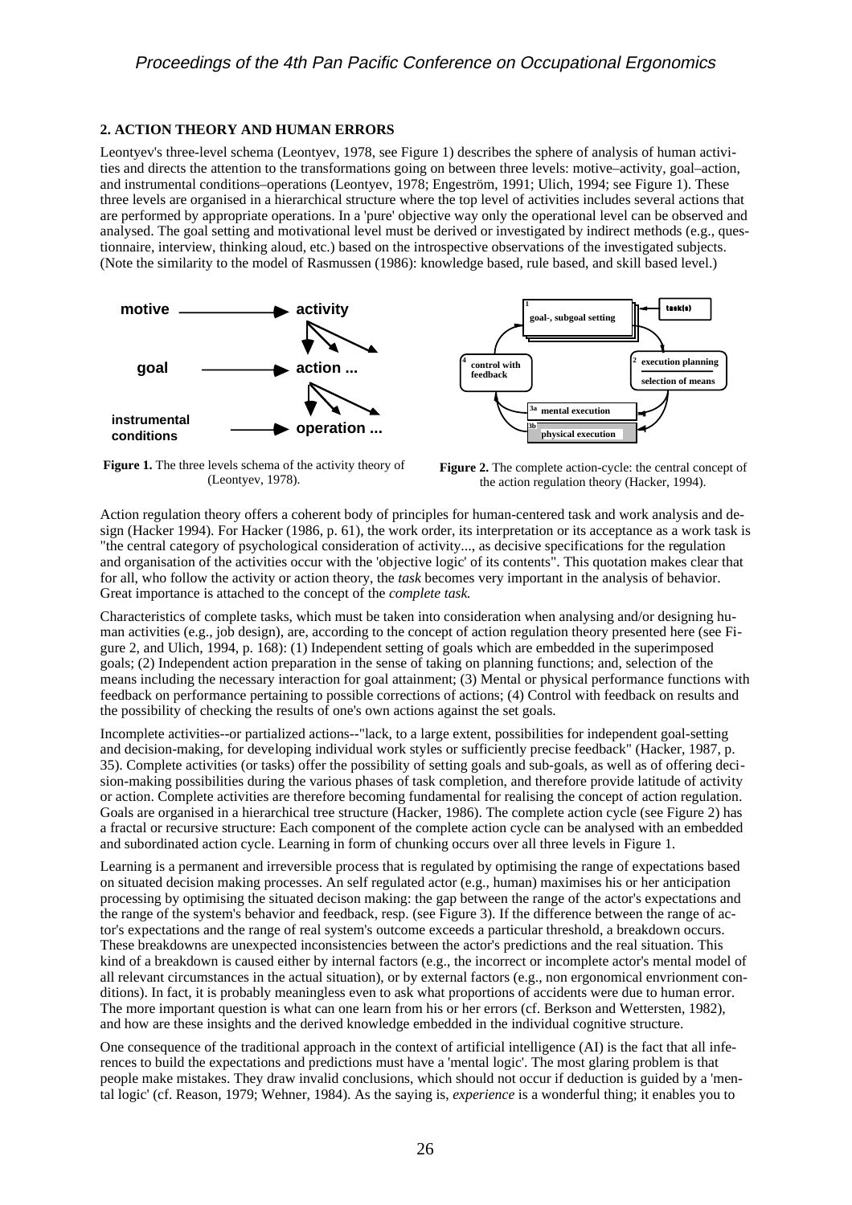## 2. ACTION THEORY AND HUMAN ERRORS

Leontyev's three-level schema (Leontyev, 1978, see Figure 1) describes the sphere of analysis of human activities and directs the attention to the transformations going on between three levels: motive–activity, goal–action, and instrumental conditions–operations (Leontyev, 1978; Engeström, 1991; Ulich, 1994; see Figure 1). These three levels are organised in a hierarchical structure where the top level of activities includes several actions that are performed by appropriate operations. In a 'pure' objective way only the operational level can be observed and analysed. The goal setting and motivational level must be derived or investigated by indirect methods (e.g., questionnaire, interview, thinking aloud, etc.) based on the introspective observations of the investigated subjects. (Note the similarity to the model of Rasmussen (1986): knowledge based, rule based, and skill based level.)

**Figure 1.** The three levels schema of the activity theory of (Leontyev, 1978).

**Figure 2.** The complete action-cycle: the central concept of the action regulation theory (Hacker, 1994).

Action regulation theory offers a coherent body of principles for human-centered task and work analysis and design (Hacker 1994). For Hacker (1986, p. 61), the work order, its interpretation or its acceptance as a work task is "the central category of psychological consideration of activity..., as decisive specifications for the regulation and organisation of the activities occur with the 'objective logic' of its contents". This quotation makes clear that for all, who follow the activity or action theory, the *task* becomes very important in the analysis of behavior. Great importance is attached to the concept of the *complete task*.

Characteristics of complete tasks, which must be taken into consideration when analysing and/or designing human activities (e.g., job design), are, according to the concept of action regulation theory presented here (see Figure 2, and Ulich, 1994, p. 168): (1) Independent setting of goals which are embedded in the superimposed goals; (2) Independent action preparation in the sense of taking on planning functions; and, selection of the means including the necessary interaction for goal attainment; (3) Mental or physical performance functions with feedback on performance pertaining to possible corrections of actions; (4) Control with feedback on results and the possibility of checking the results of one's own actions against the set goals.

Incomplete activities--or partialized actions--"lack, to a large extent, possibilities for independent goal-setting and decision-making, for developing individual work styles or sufficiently precise feedback" (Hacker, 1987, p. 35). Complete activities (or tasks) offer the possibility of setting goals and sub-goals, as well as of offering decision-making possibilities during the various phases of task completion, and therefore provide latitude of activity or action. Complete activities are therefore becoming fundamental for realising the concept of action regulation. Goals are organised in a hierarchical tree structure (Hacker, 1986). The complete action cycle (see Figure 2) has a fractal or recursive structure: Each component of the complete action cycle can be analysed with an embedded and subordinated action cycle. Learning in form of chunking occurs over all three levels in Figure 1.

Learning is a permanent and irreversible process that is regulated by optimising the range of expectations based on situated decision making processes. An self regulated actor (e.g., human) maximises his or her anticipation processing by optimising the situated decison making: the gap between the range of the actor's expectations and the range of the system's behavior and feedback, resp. (see Figure 3). If the difference between the range of actor's expectations and the range of real system's outcome exceeds a particular threshold, a breakdown occurs. These breakdowns are unexpected inconsistencies between the actor's predictions and the real situation. This kind of a breakdown is caused either by internal factors (e.g., the incorrect or incomplete actor's mental model of all relevant circumstances in the actual situation), or by external factors (e.g., non ergonomical envrionment conditions). In fact, it is probably meaningless even to ask what proportions of accidents were due to human error. The more important question is what can one learn from his or her errors (cf. Berkson and Wettersten, 1982), and how are these insights and the derived knowledge embedded in the individual cognitive structure.

One consequence of the traditional approach in the context of artificial intelligence (AI) is the fact that all inferences to build the expectations and predictions must have a 'mental logic'. The most glaring problem is that people make mistakes. They draw invalid conclusions, which should not occur if deduction is guided by a 'mental logic' (cf. Reason, 1979; Wehner, 1984). As the saying is, *experience* is a wonderful thing; it enables you to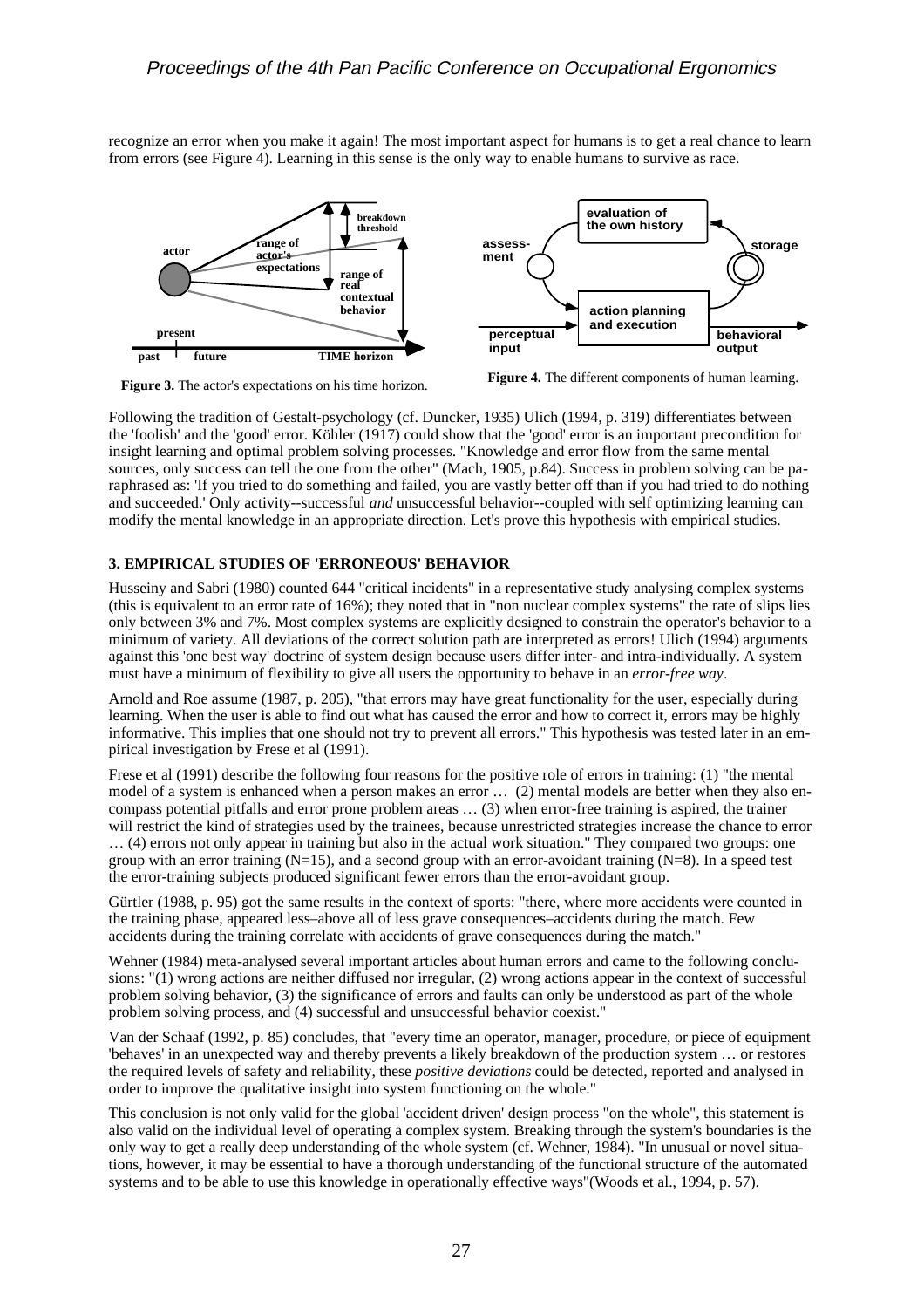recognize an error when you make it again! The most important aspect for humans is to get a real chance to learn from errors (see Figure 4). Learning in this sense is the only way to enable humans to survive as race.

**Figure 3.** The actor's expectations on his time horizon.

**Figure 4.** The different components of human learning.

Following the tradition of Gestalt-psychology (cf. Duncker, 1935) Ulich (1994, p. 319) differentiates between the 'foolish' and the 'good' error. Köhler (1917) could show that the 'good' error is an important precondition for insight learning and optimal problem solving processes. "Knowledge and error flow from the same mental sources, only success can tell the one from the other" (Mach, 1905, p.84). Success in problem solving can be paraphrased as: 'If you tried to do something and failed, you are vastly better off than if you had tried to do nothing and succeeded.' Only activity--successful *and* unsuccessful behavior--coupled with self optimizing learning can modify the mental knowledge in an appropriate direction. Let's prove this hypothesis with empirical studies.

### 3. EMPIRICAL STUDIES OF 'ERRONEOUS' BEHAVIOR

Husseiny and Sabri (1980) counted 644 "critical incidents" in a representative study analysing complex systems (this is equivalent to an error rate of 16%); they noted that in "non nuclear complex systems" the rate of slips lies only between 3% and 7%. Most complex systems are explicitly designed to constrain the operator's behavior to a minimum of variety. All deviations of the correct solution path are interpreted as errors! Ulich (1994) arguments against this 'one best way' doctrine of system design because users differ inter- and intra-individually. A system must have a minimum of flexibility to give all users the opportunity to behave in an *error-free way*.

Arnold and Roe assume (1987, p. 205), "that errors may have great functionality for the user, especially during learning. When the user is able to find out what has caused the error and how to correct it, errors may be highly informative. This implies that one should not try to prevent all errors." This hypothesis was tested later in an empirical investigation by Frese et al (1991).

Frese et al (1991) describe the following four reasons for the positive role of errors in training: (1) "the mental model of a system is enhanced when a person makes an error … (2) mental models are better when they also encompass potential pitfalls and error prone problem areas … (3) when error-free training is aspired, the trainer will restrict the kind of strategies used by the trainees, because unrestricted strategies increase the chance to error … (4) errors not only appear in training but also in the actual work situation." They compared two groups: one group with an error training (N=15), and a second group with an error-avoidant training (N=8). In a speed test the error-training subjects produced significant fewer errors than the error-avoidant group.

Gürtler (1988, p. 95) got the same results in the context of sports: "there, where more accidents were counted in the training phase, appeared less–above all of less grave consequences–accidents during the match. Few accidents during the training correlate with accidents of grave consequences during the match."

Wehner (1984) meta-analysed several important articles about human errors and came to the following conclusions: "(1) wrong actions are neither diffused nor irregular, (2) wrong actions appear in the context of successful problem solving behavior, (3) the significance of errors and faults can only be understood as part of the whole problem solving process, and (4) successful and unsuccessful behavior coexist."

Van der Schaaf (1992, p. 85) concludes, that "every time an operator, manager, procedure, or piece of equipment 'behaves' in an unexpected way and thereby prevents a likely breakdown of the production system … or restores the required levels of safety and reliability, these *positive deviations* could be detected, reported and analysed in order to improve the qualitative insight into system functioning on the whole."

This conclusion is not only valid for the global 'accident driven' design process "on the whole", this statement is also valid on the individual level of operating a complex system. Breaking through the system's boundaries is the only way to get a really deep understanding of the whole system (cf. Wehner, 1984). "In unusual or novel situations, however, it may be essential to have a thorough understanding of the functional structure of the automated systems and to be able to use this knowledge in operationally effective ways"(Woods et al., 1994, p. 57).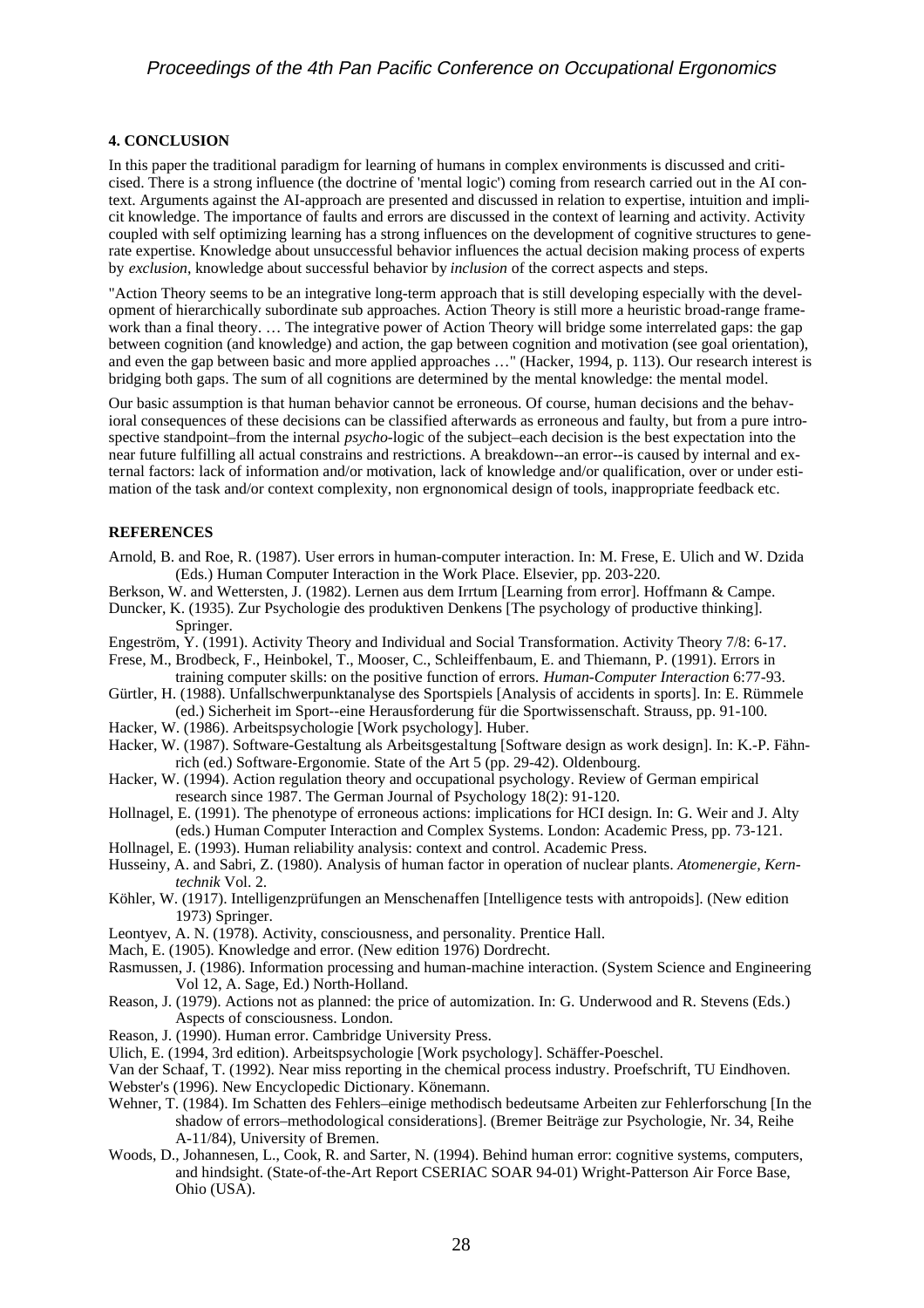## 4. CONCLUSION

In this paper the traditional paradigm for learning of humans in complex environments is discussed and criticised. There is a strong influence (the doctrine of 'mental logic') coming from research carried out in the AI context. Arguments against the AI-approach are presented and discussed in relation to expertise, intuition and implicit knowledge. The importance of faults and errors are discussed in the context of learning and activity. Activity coupled with self optimizing learning has a strong influences on the development of cognitive structures to generate expertise. Knowledge about unsuccessful behavior influences the actual decision making process of experts by *exclusion*, knowledge about successful behavior by *inclusion* of the correct aspects and steps.

"Action Theory seems to be an integrative long-term approach that is still developing especially with the development of hierarchically subordinate sub approaches. Action Theory is still more a heuristic broad-range framework than a final theory. … The integrative power of Action Theory will bridge some interrelated gaps: the gap between cognition (and knowledge) and action, the gap between cognition and motivation (see goal orientation), and even the gap between basic and more applied approaches …" (Hacker, 1994, p. 113). Our research interest is bridging both gaps. The sum of all cognitions are determined by the mental knowledge: the mental model.

Our basic assumption is that human behavior cannot be erroneous. Of course, human decisions and the behavioral consequences of these decisions can be classified afterwards as erroneous and faulty, but from a pure introspective standpoint–from the internal *psycho*-logic of the subject–each decision is the best expectation into the near future fulfilling all actual constrains and restrictions. A breakdown--an error--is caused by internal and external factors: lack of information and/or motivation, lack of knowledge and/or qualification, over or under estimation of the task and/or context complexity, non ergnonomical design of tools, inappropriate feedback etc.

## REFERENCES

Arnold, B. and Roe, R. (1987). User errors in human-computer interaction. In: M. Frese, E. Ulich and W. Dzida (Eds.) Human Computer Interaction in the Work Place. Elsevier, pp. 203-220.

Berkson, W. and Wettersten, J. (1982). Lernen aus dem Irrtum [Learning from error]. Hoffmann & Campe.

Duncker, K. (1935). Zur Psychologie des produktiven Denkens [The psychology of productive thinking]. Springer.

Engeström, Y. (1991). Activity Theory and Individual and Social Transformation. Activity Theory 7/8: 6-17.

Frese, M., Brodbeck, F., Heinbokel, T., Mooser, C., Schleiffenbaum, E. and Thiemann, P. (1991). Errors in training computer skills: on the positive function of errors. *Human-Computer Interaction* 6:77-93.

Gürtler, H. (1988). Unfallschwerpunktanalyse des Sportspiels [Analysis of accidents in sports]. In: E. Rümmele (ed.) Sicherheit im Sport--eine Herausforderung für die Sportwissenschaft. Strauss, pp. 91-100.

Hacker, W. (1986). Arbeitspsychologie [Work psychology]. Huber.

Hacker, W. (1987). Software-Gestaltung als Arbeitsgestaltung [Software design as work design]. In: K.-P. Fähnrich (ed.) Software-Ergonomie. State of the Art 5 (pp. 29-42). Oldenbourg.

Hacker, W. (1994). Action regulation theory and occupational psychology. Review of German empirical research since 1987. The German Journal of Psychology 18(2): 91-120.

Hollnagel, E. (1991). The phenotype of erroneous actions: implications for HCI design. In: G. Weir and J. Alty (eds.) Human Computer Interaction and Complex Systems. London: Academic Press, pp. 73-121.

Hollnagel, E. (1993). Human reliability analysis: context and control. Academic Press.

Husseiny, A. and Sabri, Z. (1980). Analysis of human factor in operation of nuclear plants. *Atomenergie, Kerntechnik* Vol. 2.

Köhler, W. (1917). Intelligenzprüfungen an Menschenaffen [Intelligence tests with antropoids]. (New edition 1973) Springer.

Leontyev, A. N. (1978). Activity, consciousness, and personality. Prentice Hall.

Mach, E. (1905). Knowledge and error. (New edition 1976) Dordrecht.

Rasmussen, J. (1986). Information processing and human-machine interaction. (System Science and Engineering Vol 12, A. Sage, Ed.) North-Holland.

Reason, J. (1979). Actions not as planned: the price of automization. In: G. Underwood and R. Stevens (Eds.) Aspects of consciousness. London.

Reason, J. (1990). Human error. Cambridge University Press.

Ulich, E. (1994, 3rd edition). Arbeitspsychologie [Work psychology]. Schäffer-Poeschel.

Van der Schaaf, T. (1992). Near miss reporting in the chemical process industry. Proefschrift, TU Eindhoven.

Webster's (1996). New Encyclopedic Dictionary. Könemann.

Wehner, T. (1984). Im Schatten des Fehlers–einige methodisch bedeutsame Arbeiten zur Fehlerforschung [In the shadow of errors–methodological considerations]. (Bremer Beiträge zur Psychologie, Nr. 34, Reihe A-11/84), University of Bremen.

Woods, D., Johannesen, L., Cook, R. and Sarter, N. (1994). Behind human error: cognitive systems, computers, and hindsight. (State-of-the-Art Report CSERIAC SOAR 94-01) Wright-Patterson Air Force Base, Ohio (USA).